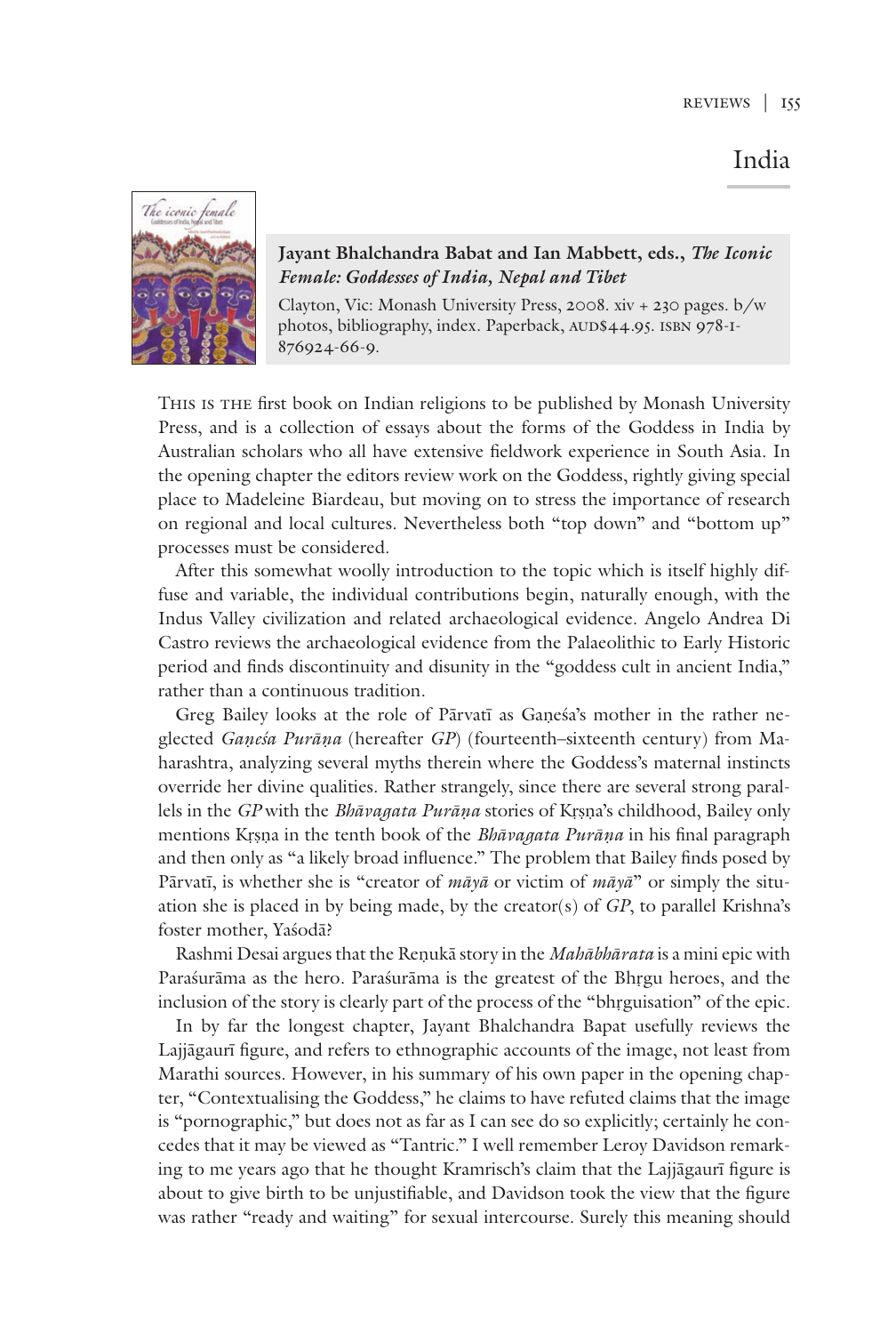# India

**Jayant Bhalchandra Babat and Ian Mabbett, eds., *The Iconic Female: Goddesses of India, Nepal and Tibet***

Clayton, Vic: Monash University Press, 2008. xiv + 230 pages. b/w photos, bibliography, index. Paperback, AUD$44.95. ISBN 978-1-876924-66-9.

THIS IS THE first book on Indian religions to be published by Monash University Press, and is a collection of essays about the forms of the Goddess in India by Australian scholars who all have extensive fieldwork experience in South Asia. In the opening chapter the editors review work on the Goddess, rightly giving special place to Madeleine Biardeau, but moving on to stress the importance of research on regional and local cultures. Nevertheless both "top down" and "bottom up" processes must be considered.

After this somewhat woolly introduction to the topic which is itself highly diffuse and variable, the individual contributions begin, naturally enough, with the Indus Valley civilization and related archaeological evidence. Angelo Andrea Di Castro reviews the archaeological evidence from the Palaeolithic to Early Historic period and finds discontinuity and disunity in the "goddess cult in ancient India," rather than a continuous tradition.

Greg Bailey looks at the role of Pārvatī as Gaṇeśa's mother in the rather neglected *Gaṇeśa Purāṇa* (hereafter *GP*) (fourteenth–sixteenth century) from Maharashtra, analyzing several myths therein where the Goddess's maternal instincts override her divine qualities. Rather strangely, since there are several strong parallels in the *GP* with the *Bhāvagata Purāṇa* stories of Kṛṣṇa's childhood, Bailey only mentions Kṛṣṇa in the tenth book of the *Bhāvagata Purāṇa* in his final paragraph and then only as "a likely broad influence." The problem that Bailey finds posed by Pārvatī, is whether she is "creator of *māyā* or victim of *māyā*" or simply the situation she is placed in by being made, by the creator(s) of *GP*, to parallel Krishna's foster mother, Yaśodā?

Rashmi Desai argues that the Reṇukā story in the *Mahābhārata* is a mini epic with Paraśurāma as the hero. Paraśurāma is the greatest of the Bhṛgu heroes, and the inclusion of the story is clearly part of the process of the "bhṛguisation" of the epic.

In by far the longest chapter, Jayant Bhalchandra Bapat usefully reviews the Lajjāgaurī figure, and refers to ethnographic accounts of the image, not least from Marathi sources. However, in his summary of his own paper in the opening chapter, "Contextualising the Goddess," he claims to have refuted claims that the image is "pornographic," but does not as far as I can see do so explicitly; certainly he concedes that it may be viewed as "Tantric." I well remember Leroy Davidson remarking to me years ago that he thought Kramrisch's claim that the Lajjāgaurī figure is about to give birth to be unjustifiable, and Davidson took the view that the figure was rather "ready and waiting" for sexual intercourse. Surely this meaning should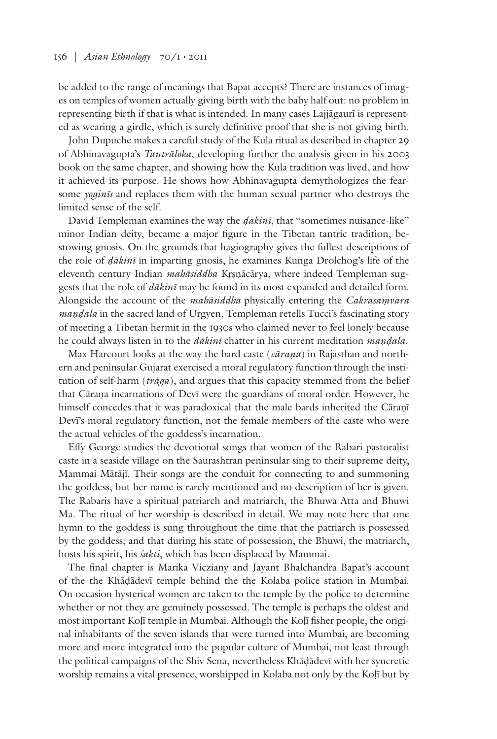be added to the range of meanings that Bapat accepts? There are instances of images on temples of women actually giving birth with the baby half out: no problem in representing birth if that is what is intended. In many cases Lajjāgaurī is represented as wearing a girdle, which is surely definitive proof that she is not giving birth.

John Dupuche makes a careful study of the Kula ritual as described in chapter 29 of Abhinavagupta's *Tantrāloka*, developing further the analysis given in his 2003 book on the same chapter, and showing how the Kula tradition was lived, and how it achieved its purpose. He shows how Abhinavagupta demythologizes the fearsome *yoginīs* and replaces them with the human sexual partner who destroys the limited sense of the self.

David Templeman examines the way the *ḍākinī*, that "sometimes nuisance-like" minor Indian deity, became a major figure in the Tibetan tantric tradition, bestowing gnosis. On the grounds that hagiography gives the fullest descriptions of the role of *ḍākinī* in imparting gnosis, he examines Kunga Drolchog's life of the eleventh century Indian *mahāsiddha* Kṛṣṇācārya, where indeed Templeman suggests that the role of *dākinī* may be found in its most expanded and detailed form. Alongside the account of the *mahāsiddha* physically entering the *Cakrasaṃvara maṇḍala* in the sacred land of Urgyen, Templeman retells Tucci's fascinating story of meeting a Tibetan hermit in the 1930s who claimed never to feel lonely because he could always listen in to the *dākinī* chatter in his current meditation *maṇḍala*.

Max Harcourt looks at the way the bard caste (*cāraṇa*) in Rajasthan and northern and peninsular Gujarat exercised a moral regulatory function through the institution of self-harm (*trāga*), and argues that this capacity stemmed from the belief that Cāraṇa incarnations of Devī were the guardians of moral order. However, he himself concedes that it was paradoxical that the male bards inherited the Cāraṇī Devī's moral regulatory function, not the female members of the caste who were the actual vehicles of the goddess's incarnation.

Effy George studies the devotional songs that women of the Rabari pastoralist caste in a seaside village on the Saurashtran peninsular sing to their supreme deity, Mammai Mātājī. Their songs are the conduit for connecting to and summoning the goddess, but her name is rarely mentioned and no description of her is given. The Rabaris have a spiritual patriarch and matriarch, the Bhuwa Atta and Bhuwi Ma. The ritual of her worship is described in detail. We may note here that one hymn to the goddess is sung throughout the time that the patriarch is possessed by the goddess; and that during his state of possession, the Bhuwi, the matriarch, hosts his spirit, his *śakti*, which has been displaced by Mammai.

The final chapter is Marika Vicziany and Jayant Bhalchandra Bapat's account of the the Khāḍādevī temple behind the the Kolaba police station in Mumbai. On occasion hysterical women are taken to the temple by the police to determine whether or not they are genuinely possessed. The temple is perhaps the oldest and most important Koḷī temple in Mumbai. Although the Koḷī fisher people, the original inhabitants of the seven islands that were turned into Mumbai, are becoming more and more integrated into the popular culture of Mumbai, not least through the political campaigns of the Shiv Sena, nevertheless Khāḍādevī with her syncretic worship remains a vital presence, worshipped in Kolaba not only by the Koḷī but by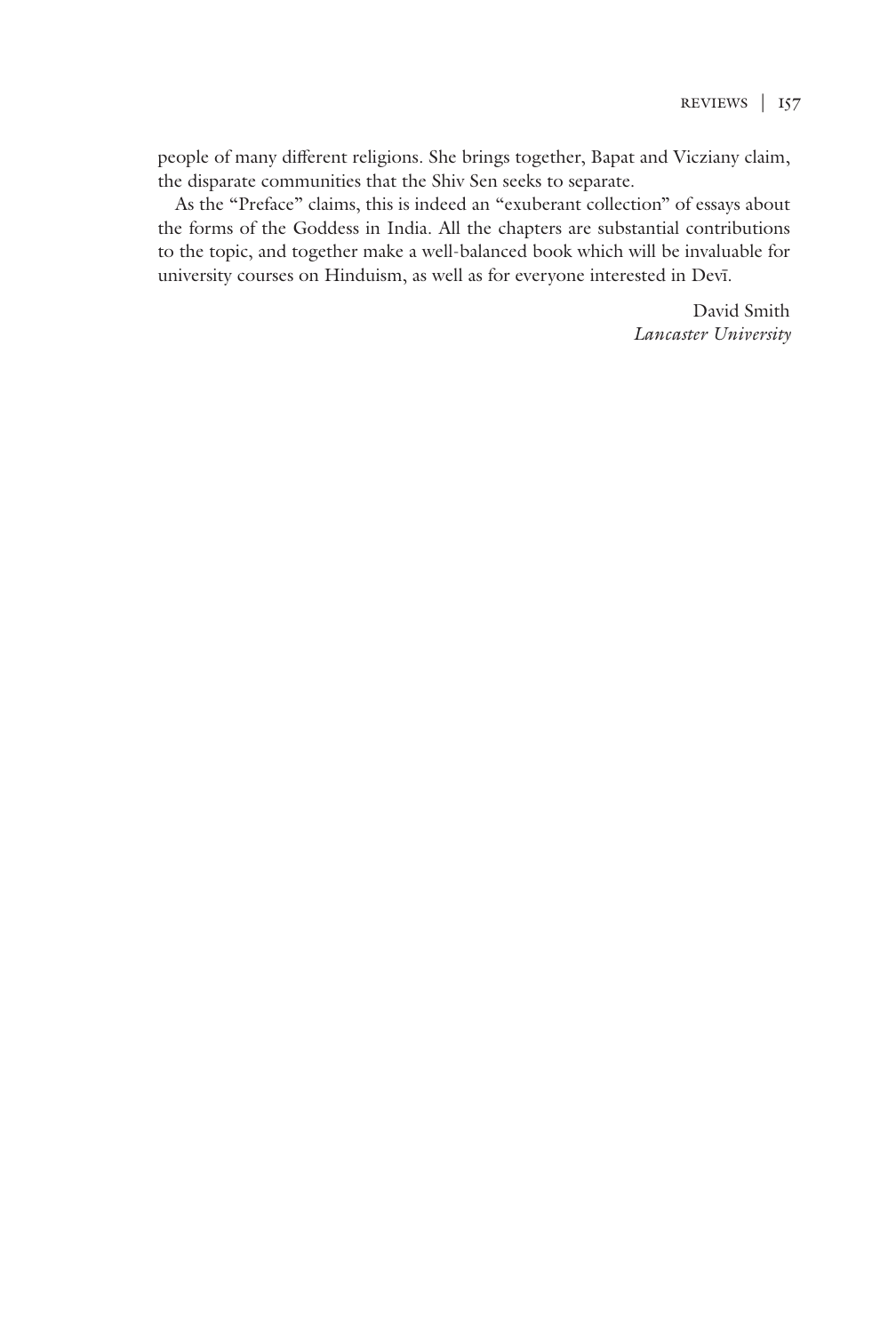people of many different religions. She brings together, Bapat and Vicziany claim, the disparate communities that the Shiv Sen seeks to separate.

As the "Preface" claims, this is indeed an "exuberant collection" of essays about the forms of the Goddess in India. All the chapters are substantial contributions to the topic, and together make a well-balanced book which will be invaluable for university courses on Hinduism, as well as for everyone interested in Devī.

David Smith
*Lancaster University*